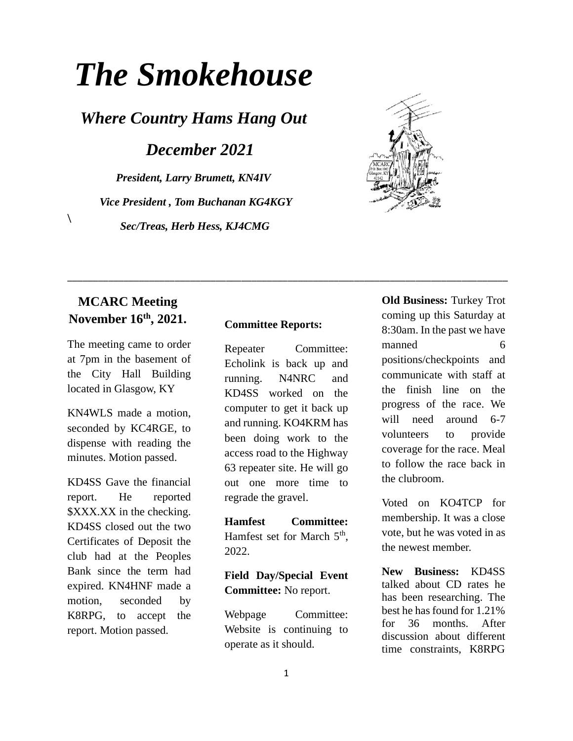# *The Smokehouse*

## *Where Country Hams Hang Out*

## *December 2021*

***President, Larry Brumett, KN4IV***

***Vice President , Tom Buchanan KG4KGY***

\

***Sec/Treas, Herb Hess, KJ4CMG***

---

## MCARC Meeting November 16th, 2021.

The meeting came to order at 7pm in the basement of the City Hall Building located in Glasgow, KY

KN4WLS made a motion, seconded by KC4RGE, to dispense with reading the minutes. Motion passed.

KD4SS Gave the financial report. He reported $XXX.XX in the checking. KD4SS closed out the two Certificates of Deposit the club had at the Peoples Bank since the term had expired. KN4HNF made a motion, seconded by K8RPG, to accept the report. Motion passed.

**Committee Reports:**

Repeater Committee: Echolink is back up and running. N4NRC and KD4SS worked on the computer to get it back up and running. KO4KRM has been doing work to the access road to the Highway 63 repeater site. He will go out one more time to regrade the gravel.

**Hamfest Committee:** Hamfest set for March 5th, 2022.

**Field Day/Special Event Committee:** No report.

Webpage Committee: Website is continuing to operate as it should.

**Old Business:** Turkey Trot coming up this Saturday at 8:30am. In the past we have manned 6 positions/checkpoints and communicate with staff at the finish line on the progress of the race. We will need around 6-7 volunteers to provide coverage for the race. Meal to follow the race back in the clubroom.

Voted on KO4TCP for membership. It was a close vote, but he was voted in as the newest member.

**New Business:** KD4SS talked about CD rates he has been researching. The best he has found for 1.21% for 36 months. After discussion about different time constraints, K8RPG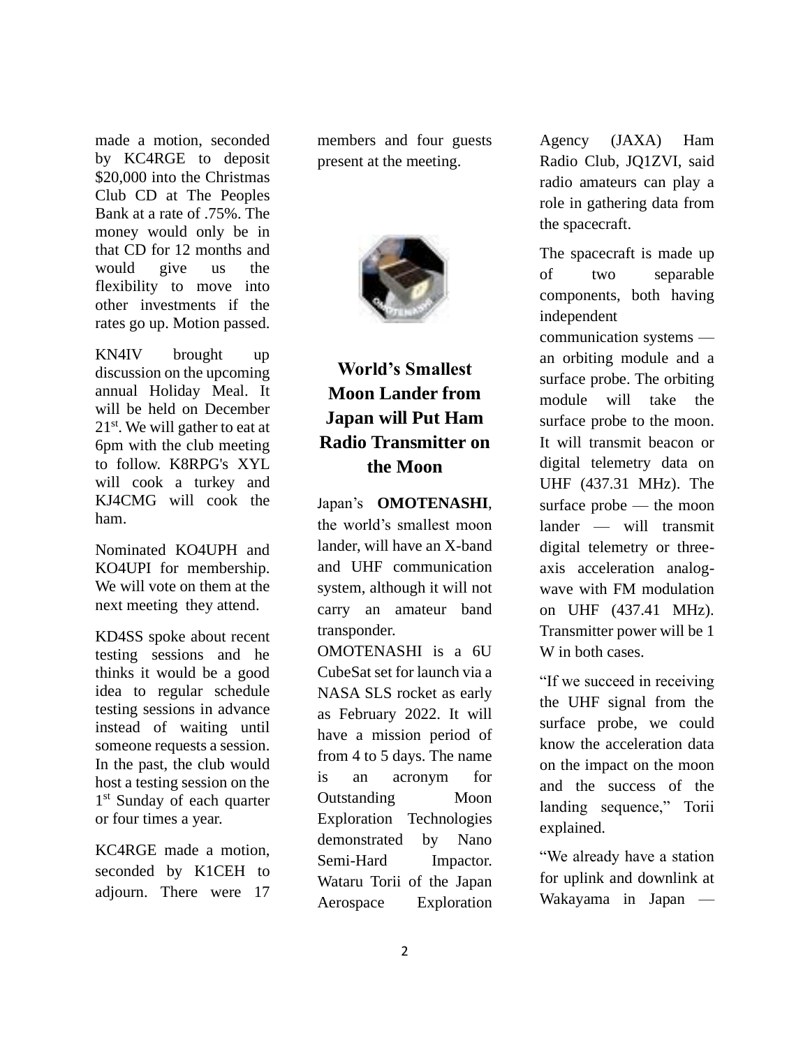made a motion, seconded by KC4RGE to deposit $20,000 into the Christmas Club CD at The Peoples Bank at a rate of .75%. The money would only be in that CD for 12 months and would give us the flexibility to move into other investments if the rates go up. Motion passed.

KN4IV brought up discussion on the upcoming annual Holiday Meal. It will be held on December 21st. We will gather to eat at 6pm with the club meeting to follow. K8RPG's XYL will cook a turkey and KJ4CMG will cook the ham.

Nominated KO4UPH and KO4UPI for membership. We will vote on them at the next meeting they attend.

KD4SS spoke about recent testing sessions and he thinks it would be a good idea to regular schedule testing sessions in advance instead of waiting until someone requests a session. In the past, the club would host a testing session on the 1st Sunday of each quarter or four times a year.

KC4RGE made a motion, seconded by K1CEH to adjourn. There were 17 members and four guests present at the meeting.

## World's Smallest Moon Lander from Japan will Put Ham Radio Transmitter on the Moon

Japan's **OMOTENASHI**, the world's smallest moon lander, will have an X-band and UHF communication system, although it will not carry an amateur band transponder.

OMOTENASHI is a 6U CubeSat set for launch via a NASA SLS rocket as early as February 2022. It will have a mission period of from 4 to 5 days. The name is an acronym for Outstanding Moon Exploration Technologies demonstrated by Nano Semi-Hard Impactor. Wataru Torii of the Japan Aerospace Exploration Agency (JAXA) Ham Radio Club, JQ1ZVI, said radio amateurs can play a role in gathering data from the spacecraft.

The spacecraft is made up of two separable components, both having independent communication systems — an orbiting module and a surface probe. The orbiting module will take the surface probe to the moon. It will transmit beacon or digital telemetry data on UHF (437.31 MHz). The surface probe — the moon lander — will transmit digital telemetry or three-axis acceleration analog-wave with FM modulation on UHF (437.41 MHz). Transmitter power will be 1 W in both cases.

"If we succeed in receiving the UHF signal from the surface probe, we could know the acceleration data on the impact on the moon and the success of the landing sequence," Torii explained.

"We already have a station for uplink and downlink at Wakayama in Japan —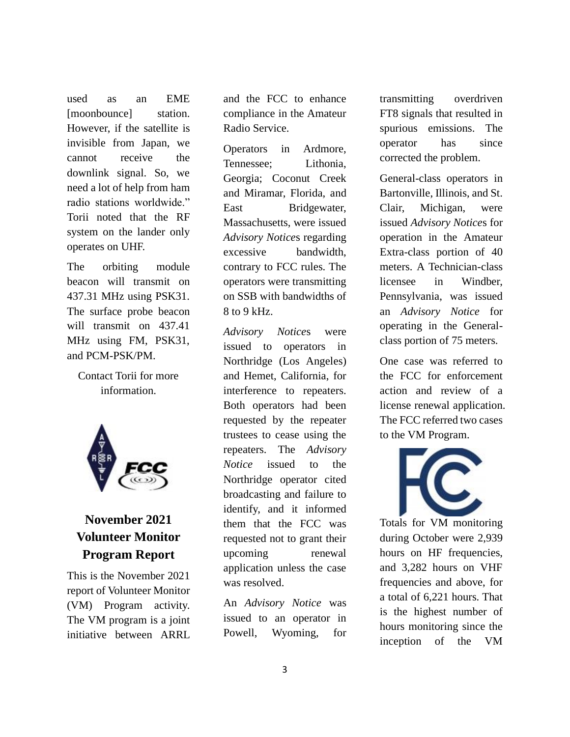used as an EME [moonbounce] station. However, if the satellite is invisible from Japan, we cannot receive the downlink signal. So, we need a lot of help from ham radio stations worldwide." Torii noted that the RF system on the lander only operates on UHF.

The orbiting module beacon will transmit on 437.31 MHz using PSK31. The surface probe beacon will transmit on 437.41 MHz using FM, PSK31, and PCM-PSK/PM.

Contact Torii for more information.

## November 2021 Volunteer Monitor Program Report

This is the November 2021 report of Volunteer Monitor (VM) Program activity. The VM program is a joint initiative between ARRL and the FCC to enhance compliance in the Amateur Radio Service.

Operators in Ardmore, Tennessee; Lithonia, Georgia; Coconut Creek and Miramar, Florida, and East Bridgewater, Massachusetts, were issued *Advisory Notice*s regarding excessive bandwidth, contrary to FCC rules. The operators were transmitting on SSB with bandwidths of 8 to 9 kHz.

*Advisory Notice*s were issued to operators in Northridge (Los Angeles) and Hemet, California, for interference to repeaters. Both operators had been requested by the repeater trustees to cease using the repeaters. The *Advisory Notice* issued to the Northridge operator cited broadcasting and failure to identify, and it informed them that the FCC was requested not to grant their upcoming renewal application unless the case was resolved.

An *Advisory Notice* was issued to an operator in Powell, Wyoming, for transmitting overdriven FT8 signals that resulted in spurious emissions. The operator has since corrected the problem.

General-class operators in Bartonville, Illinois, and St. Clair, Michigan, were issued *Advisory Notice*s for operation in the Amateur Extra-class portion of 40 meters. A Technician-class licensee in Windber, Pennsylvania, was issued an *Advisory Notice* for operating in the General-class portion of 75 meters.

One case was referred to the FCC for enforcement action and review of a license renewal application. The FCC referred two cases to the VM Program.

Totals for VM monitoring during October were 2,939 hours on HF frequencies, and 3,282 hours on VHF frequencies and above, for a total of 6,221 hours. That is the highest number of hours monitoring since the inception of the VM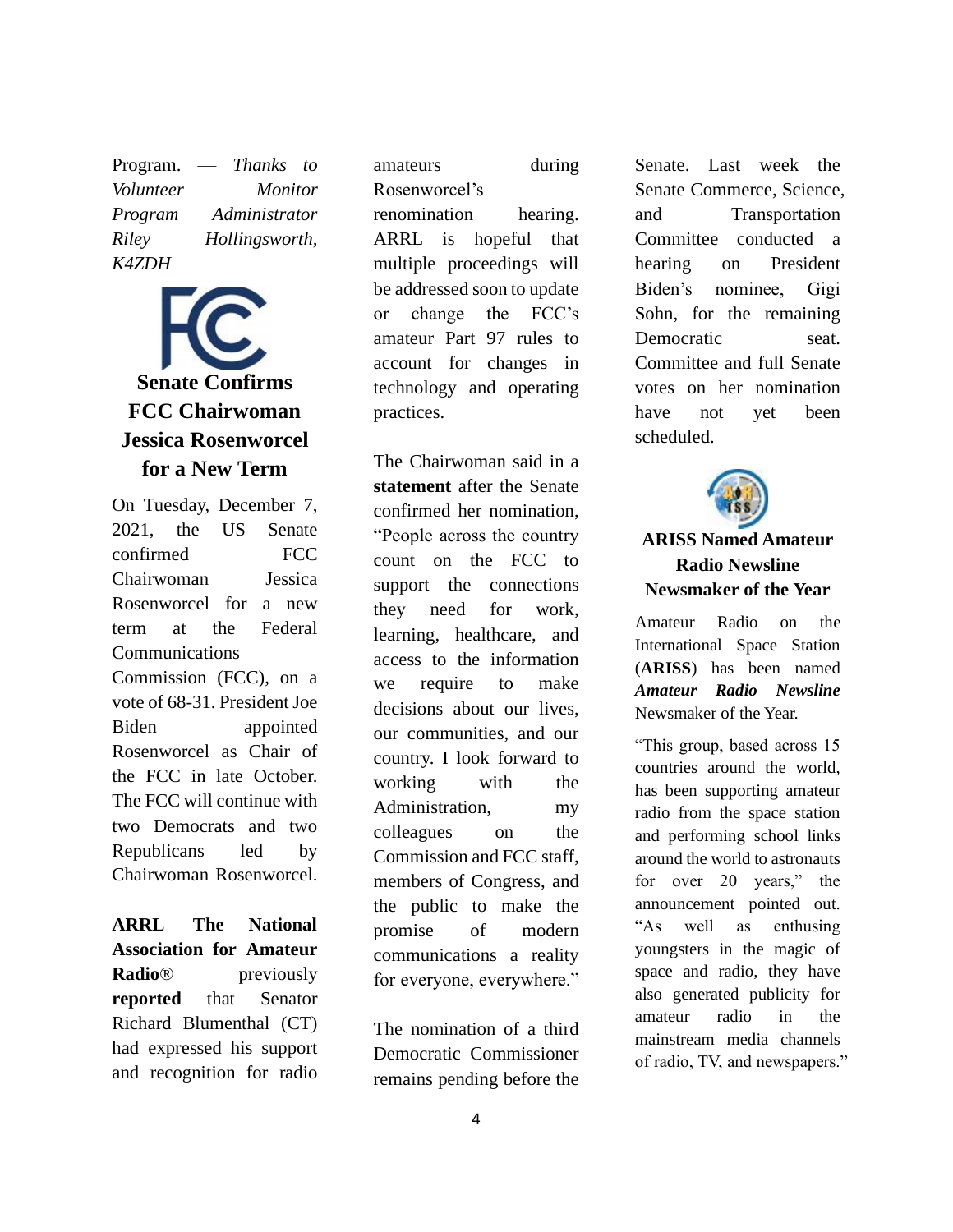Program. — *Thanks to Volunteer Monitor Program Administrator Riley Hollingsworth, K4ZDH*

## Senate Confirms FCC Chairwoman Jessica Rosenworcel for a New Term

On Tuesday, December 7, 2021, the US Senate confirmed FCC Chairwoman Jessica Rosenworcel for a new term at the Federal Communications Commission (FCC), on a vote of 68-31. President Joe Biden appointed Rosenworcel as Chair of the FCC in late October. The FCC will continue with two Democrats and two Republicans led by Chairwoman Rosenworcel.

**ARRL The National Association for Amateur Radio®** previously **reported** that Senator Richard Blumenthal (CT) had expressed his support and recognition for radio amateurs during Rosenworcel's renomination hearing. ARRL is hopeful that multiple proceedings will be addressed soon to update or change the FCC's amateur Part 97 rules to account for changes in technology and operating practices.

The Chairwoman said in a **statement** after the Senate confirmed her nomination, "People across the country count on the FCC to support the connections they need for work, learning, healthcare, and access to the information we require to make decisions about our lives, our communities, and our country. I look forward to working with the Administration, my colleagues on the Commission and FCC staff, members of Congress, and the public to make the promise of modern communications a reality for everyone, everywhere."

The nomination of a third Democratic Commissioner remains pending before the Senate. Last week the Senate Commerce, Science, and Transportation Committee conducted a hearing on President Biden's nominee, Gigi Sohn, for the remaining Democratic seat. Committee and full Senate votes on her nomination have not yet been scheduled.

## ARISS Named Amateur Radio Newsline Newsmaker of the Year

Amateur Radio on the International Space Station (**ARISS**) has been named ***Amateur Radio Newsline*** Newsmaker of the Year.

"This group, based across 15 countries around the world, has been supporting amateur radio from the space station and performing school links around the world to astronauts for over 20 years," the announcement pointed out. "As well as enthusing youngsters in the magic of space and radio, they have also generated publicity for amateur radio in the mainstream media channels of radio, TV, and newspapers."